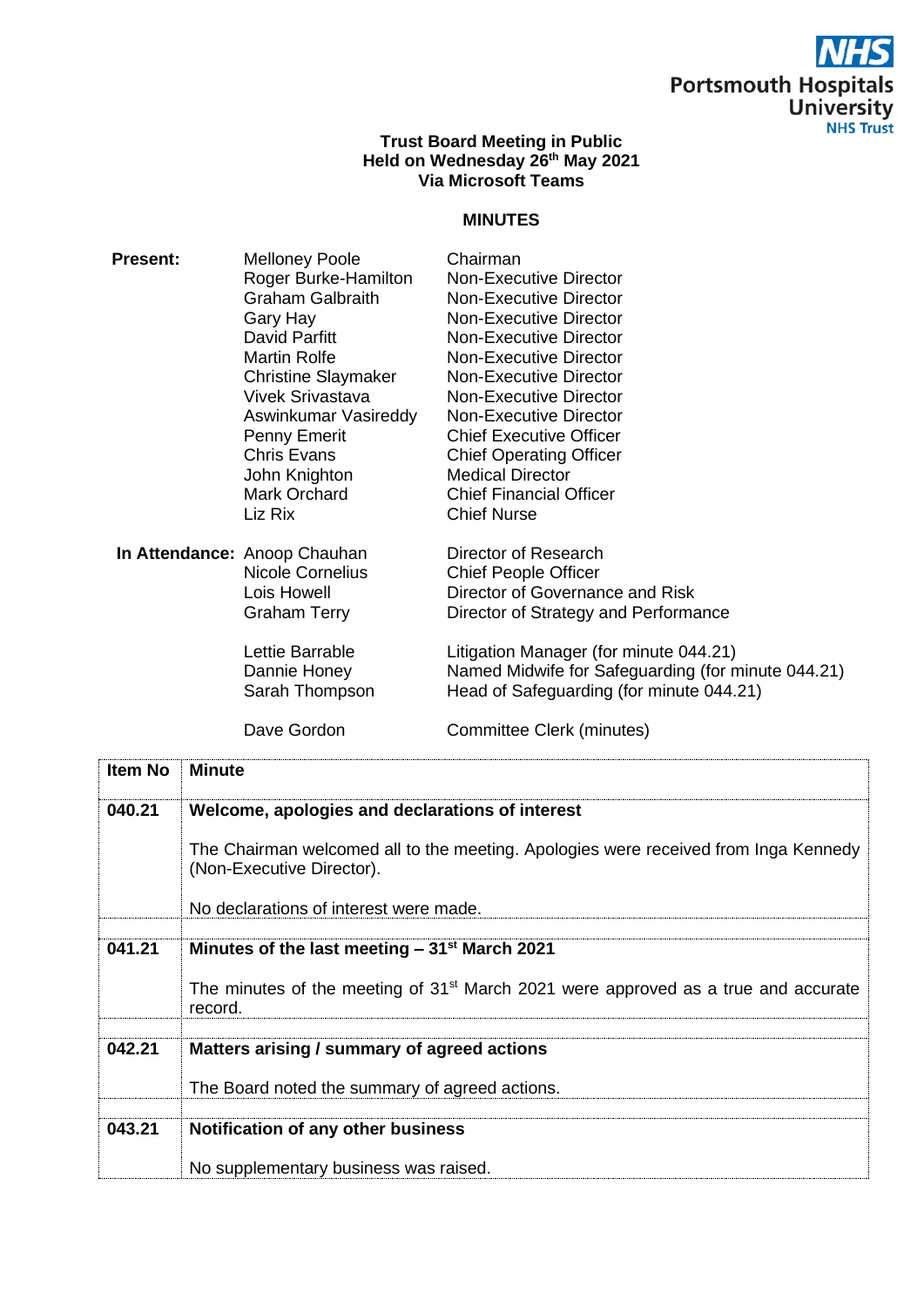NHS
Portsmouth Hospitals University
NHS Trust

**Trust Board Meeting in Public**
**Held on Wednesday 26th May 2021**
**Via Microsoft Teams**

## MINUTES

| | | |
|---|---|---|
| **Present:** | Melloney Poole | Chairman |
| | Roger Burke-Hamilton | Non-Executive Director |
| | Graham Galbraith | Non-Executive Director |
| | Gary Hay | Non-Executive Director |
| | David Parfitt | Non-Executive Director |
| | Martin Rolfe | Non-Executive Director |
| | Christine Slaymaker | Non-Executive Director |
| | Vivek Srivastava | Non-Executive Director |
| | Aswinkumar Vasireddy | Non-Executive Director |
| | Penny Emerit | Chief Executive Officer |
| | Chris Evans | Chief Operating Officer |
| | John Knighton | Medical Director |
| | Mark Orchard | Chief Financial Officer |
| | Liz Rix | Chief Nurse |
| **In Attendance:** | Anoop Chauhan | Director of Research |
| | Nicole Cornelius | Chief People Officer |
| | Lois Howell | Director of Governance and Risk |
| | Graham Terry | Director of Strategy and Performance |
| | Lettie Barrable | Litigation Manager (for minute 044.21) |
| | Dannie Honey | Named Midwife for Safeguarding (for minute 044.21) |
| | Sarah Thompson | Head of Safeguarding (for minute 044.21) |
| | Dave Gordon | Committee Clerk (minutes) |

| Item No | Minute |
|---|---|
| **040.21** | **Welcome, apologies and declarations of interest**<br><br>The Chairman welcomed all to the meeting. Apologies were received from Inga Kennedy (Non-Executive Director).<br><br>No declarations of interest were made. |
| **041.21** | **Minutes of the last meeting – 31st March 2021**<br><br>The minutes of the meeting of 31st March 2021 were approved as a true and accurate record. |
| **042.21** | **Matters arising / summary of agreed actions**<br><br>The Board noted the summary of agreed actions. |
| **043.21** | **Notification of any other business**<br><br>No supplementary business was raised. |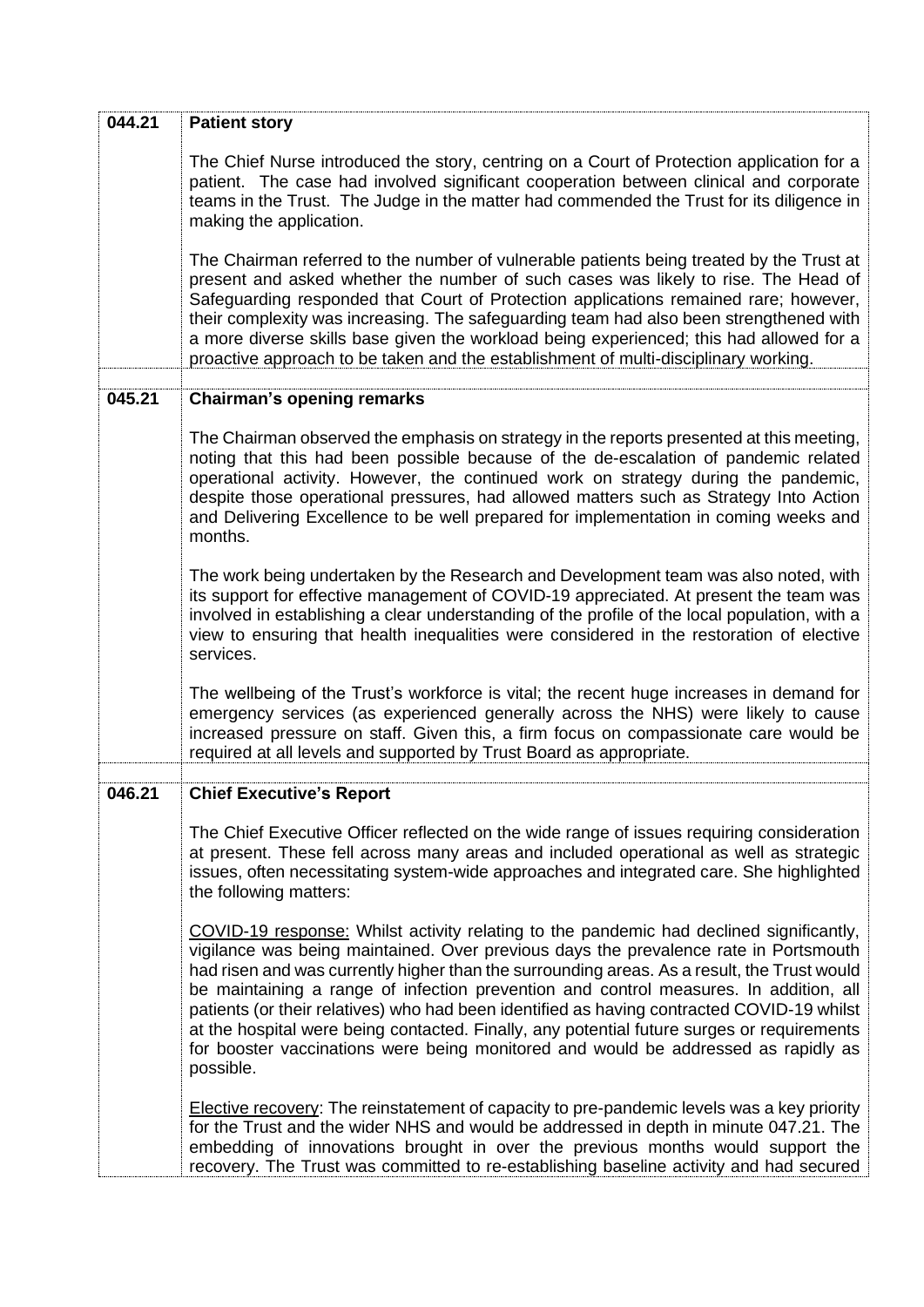| | |
|---|---|
| **044.21** | **Patient story**<br><br>The Chief Nurse introduced the story, centring on a Court of Protection application for a patient. The case had involved significant cooperation between clinical and corporate teams in the Trust. The Judge in the matter had commended the Trust for its diligence in making the application.<br><br>The Chairman referred to the number of vulnerable patients being treated by the Trust at present and asked whether the number of such cases was likely to rise. The Head of Safeguarding responded that Court of Protection applications remained rare; however, their complexity was increasing. The safeguarding team had also been strengthened with a more diverse skills base given the workload being experienced; this had allowed for a proactive approach to be taken and the establishment of multi-disciplinary working. |
| | |
| **045.21** | **Chairman's opening remarks**<br><br>The Chairman observed the emphasis on strategy in the reports presented at this meeting, noting that this had been possible because of the de-escalation of pandemic related operational activity. However, the continued work on strategy during the pandemic, despite those operational pressures, had allowed matters such as Strategy Into Action and Delivering Excellence to be well prepared for implementation in coming weeks and months.<br><br>The work being undertaken by the Research and Development team was also noted, with its support for effective management of COVID-19 appreciated. At present the team was involved in establishing a clear understanding of the profile of the local population, with a view to ensuring that health inequalities were considered in the restoration of elective services.<br><br>The wellbeing of the Trust's workforce is vital; the recent huge increases in demand for emergency services (as experienced generally across the NHS) were likely to cause increased pressure on staff. Given this, a firm focus on compassionate care would be required at all levels and supported by Trust Board as appropriate. |
| | |
| **046.21** | **Chief Executive's Report**<br><br>The Chief Executive Officer reflected on the wide range of issues requiring consideration at present. These fell across many areas and included operational as well as strategic issues, often necessitating system-wide approaches and integrated care. She highlighted the following matters:<br><br><u>COVID-19 response:</u> Whilst activity relating to the pandemic had declined significantly, vigilance was being maintained. Over previous days the prevalence rate in Portsmouth had risen and was currently higher than the surrounding areas. As a result, the Trust would be maintaining a range of infection prevention and control measures. In addition, all patients (or their relatives) who had been identified as having contracted COVID-19 whilst at the hospital were being contacted. Finally, any potential future surges or requirements for booster vaccinations were being monitored and would be addressed as rapidly as possible.<br><br><u>Elective recovery</u>: The reinstatement of capacity to pre-pandemic levels was a key priority for the Trust and the wider NHS and would be addressed in depth in minute 047.21. The embedding of innovations brought in over the previous months would support the recovery. The Trust was committed to re-establishing baseline activity and had secured |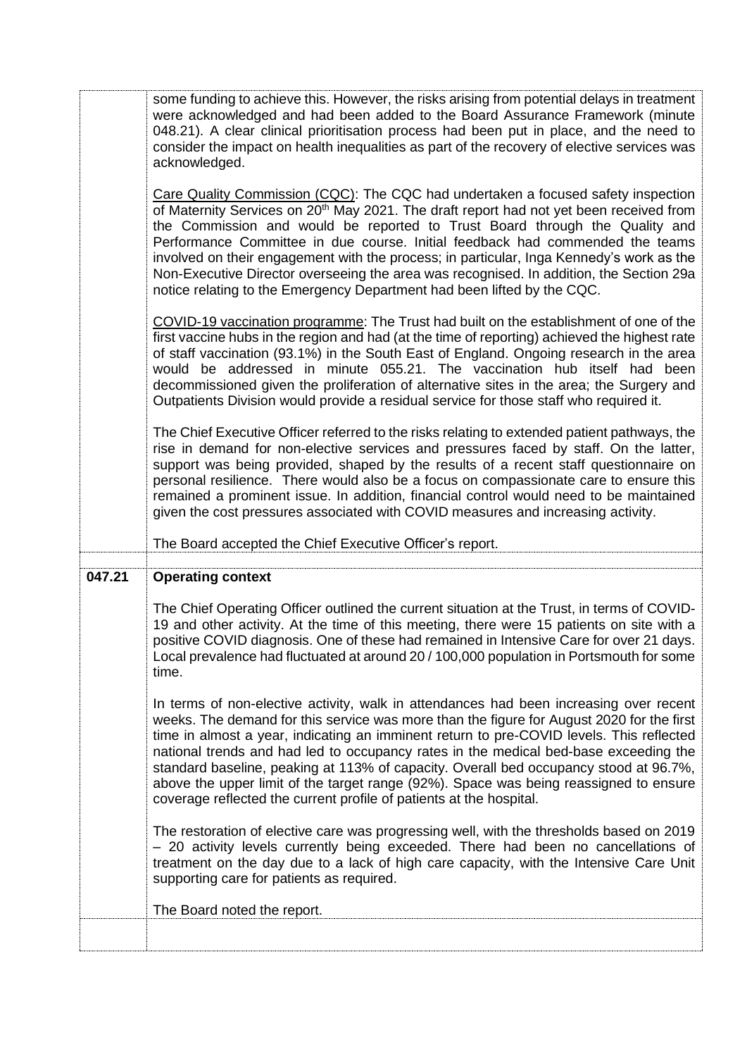some funding to achieve this. However, the risks arising from potential delays in treatment were acknowledged and had been added to the Board Assurance Framework (minute 048.21). A clear clinical prioritisation process had been put in place, and the need to consider the impact on health inequalities as part of the recovery of elective services was acknowledged.

Care Quality Commission (CQC): The CQC had undertaken a focused safety inspection of Maternity Services on 20th May 2021. The draft report had not yet been received from the Commission and would be reported to Trust Board through the Quality and Performance Committee in due course. Initial feedback had commended the teams involved on their engagement with the process; in particular, Inga Kennedy's work as the Non-Executive Director overseeing the area was recognised. In addition, the Section 29a notice relating to the Emergency Department had been lifted by the CQC.

COVID-19 vaccination programme: The Trust had built on the establishment of one of the first vaccine hubs in the region and had (at the time of reporting) achieved the highest rate of staff vaccination (93.1%) in the South East of England. Ongoing research in the area would be addressed in minute 055.21. The vaccination hub itself had been decommissioned given the proliferation of alternative sites in the area; the Surgery and Outpatients Division would provide a residual service for those staff who required it.

The Chief Executive Officer referred to the risks relating to extended patient pathways, the rise in demand for non-elective services and pressures faced by staff. On the latter, support was being provided, shaped by the results of a recent staff questionnaire on personal resilience. There would also be a focus on compassionate care to ensure this remained a prominent issue. In addition, financial control would need to be maintained given the cost pressures associated with COVID measures and increasing activity.

The Board accepted the Chief Executive Officer's report.

## 047.21 Operating context

The Chief Operating Officer outlined the current situation at the Trust, in terms of COVID-19 and other activity. At the time of this meeting, there were 15 patients on site with a positive COVID diagnosis. One of these had remained in Intensive Care for over 21 days. Local prevalence had fluctuated at around 20 / 100,000 population in Portsmouth for some time.

In terms of non-elective activity, walk in attendances had been increasing over recent weeks. The demand for this service was more than the figure for August 2020 for the first time in almost a year, indicating an imminent return to pre-COVID levels. This reflected national trends and had led to occupancy rates in the medical bed-base exceeding the standard baseline, peaking at 113% of capacity. Overall bed occupancy stood at 96.7%, above the upper limit of the target range (92%). Space was being reassigned to ensure coverage reflected the current profile of patients at the hospital.

The restoration of elective care was progressing well, with the thresholds based on 2019 – 20 activity levels currently being exceeded. There had been no cancellations of treatment on the day due to a lack of high care capacity, with the Intensive Care Unit supporting care for patients as required.

The Board noted the report.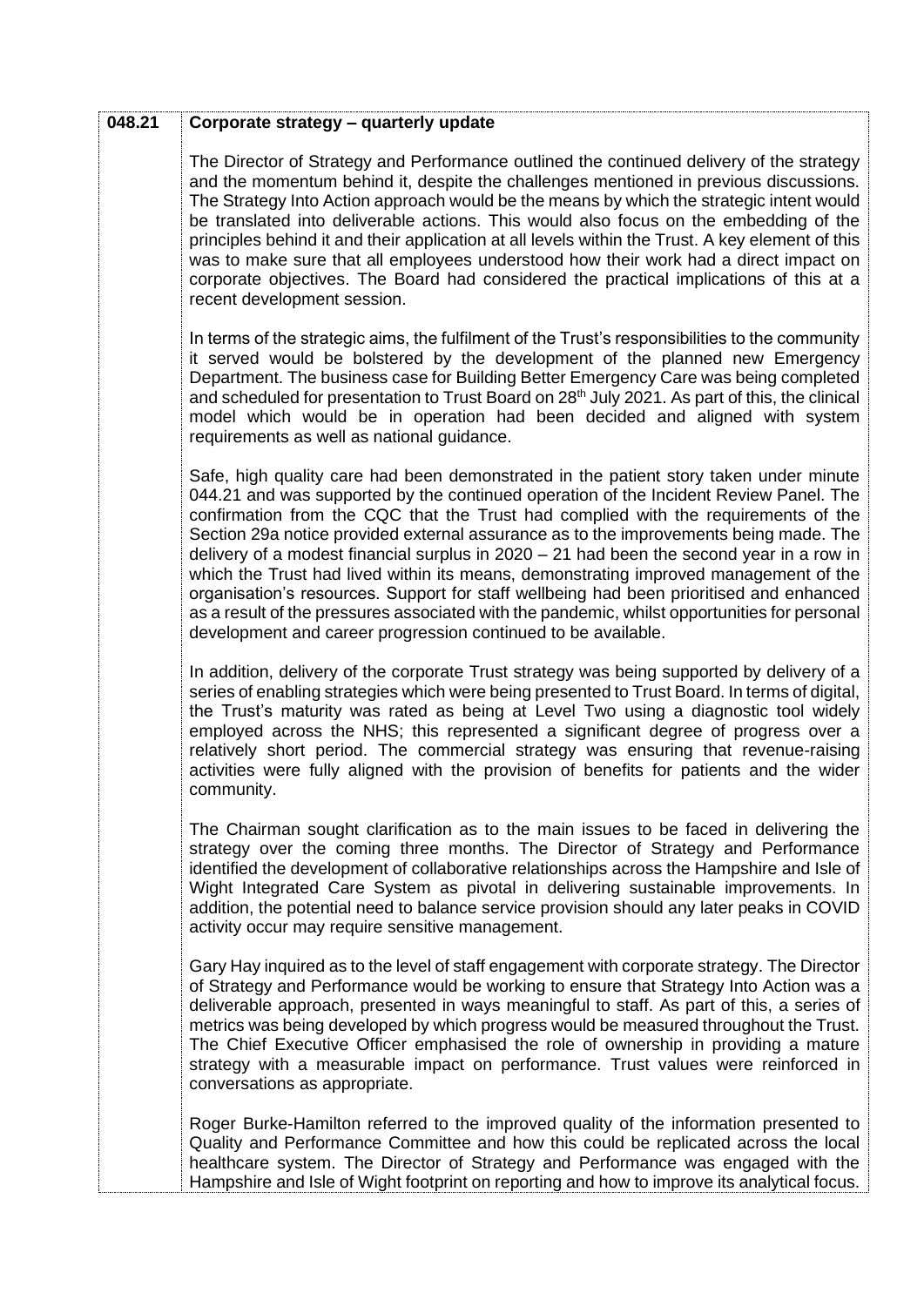| | |
|---|---|
| 048.21 | **Corporate strategy – quarterly update** |

The Director of Strategy and Performance outlined the continued delivery of the strategy and the momentum behind it, despite the challenges mentioned in previous discussions. The Strategy Into Action approach would be the means by which the strategic intent would be translated into deliverable actions. This would also focus on the embedding of the principles behind it and their application at all levels within the Trust. A key element of this was to make sure that all employees understood how their work had a direct impact on corporate objectives. The Board had considered the practical implications of this at a recent development session.

In terms of the strategic aims, the fulfilment of the Trust's responsibilities to the community it served would be bolstered by the development of the planned new Emergency Department. The business case for Building Better Emergency Care was being completed and scheduled for presentation to Trust Board on 28th July 2021. As part of this, the clinical model which would be in operation had been decided and aligned with system requirements as well as national guidance.

Safe, high quality care had been demonstrated in the patient story taken under minute 044.21 and was supported by the continued operation of the Incident Review Panel. The confirmation from the CQC that the Trust had complied with the requirements of the Section 29a notice provided external assurance as to the improvements being made. The delivery of a modest financial surplus in 2020 – 21 had been the second year in a row in which the Trust had lived within its means, demonstrating improved management of the organisation's resources. Support for staff wellbeing had been prioritised and enhanced as a result of the pressures associated with the pandemic, whilst opportunities for personal development and career progression continued to be available.

In addition, delivery of the corporate Trust strategy was being supported by delivery of a series of enabling strategies which were being presented to Trust Board. In terms of digital, the Trust's maturity was rated as being at Level Two using a diagnostic tool widely employed across the NHS; this represented a significant degree of progress over a relatively short period. The commercial strategy was ensuring that revenue-raising activities were fully aligned with the provision of benefits for patients and the wider community.

The Chairman sought clarification as to the main issues to be faced in delivering the strategy over the coming three months. The Director of Strategy and Performance identified the development of collaborative relationships across the Hampshire and Isle of Wight Integrated Care System as pivotal in delivering sustainable improvements. In addition, the potential need to balance service provision should any later peaks in COVID activity occur may require sensitive management.

Gary Hay inquired as to the level of staff engagement with corporate strategy. The Director of Strategy and Performance would be working to ensure that Strategy Into Action was a deliverable approach, presented in ways meaningful to staff. As part of this, a series of metrics was being developed by which progress would be measured throughout the Trust. The Chief Executive Officer emphasised the role of ownership in providing a mature strategy with a measurable impact on performance. Trust values were reinforced in conversations as appropriate.

Roger Burke-Hamilton referred to the improved quality of the information presented to Quality and Performance Committee and how this could be replicated across the local healthcare system. The Director of Strategy and Performance was engaged with the Hampshire and Isle of Wight footprint on reporting and how to improve its analytical focus.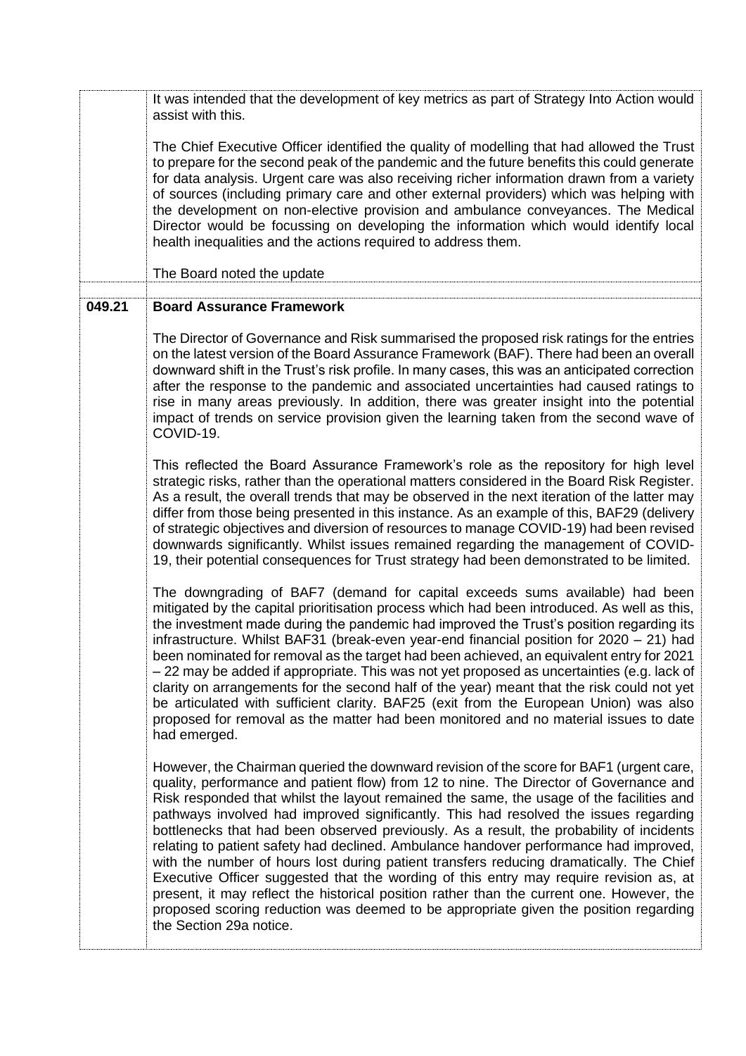|  |  |
|---|---|
|  | It was intended that the development of key metrics as part of Strategy Into Action would assist with this.<br><br>The Chief Executive Officer identified the quality of modelling that had allowed the Trust to prepare for the second peak of the pandemic and the future benefits this could generate for data analysis. Urgent care was also receiving richer information drawn from a variety of sources (including primary care and other external providers) which was helping with the development on non-elective provision and ambulance conveyances. The Medical Director would be focussing on developing the information which would identify local health inequalities and the actions required to address them.<br><br>The Board noted the update |
|  |  |
| **049.21** | **Board Assurance Framework**<br><br>The Director of Governance and Risk summarised the proposed risk ratings for the entries on the latest version of the Board Assurance Framework (BAF). There had been an overall downward shift in the Trust's risk profile. In many cases, this was an anticipated correction after the response to the pandemic and associated uncertainties had caused ratings to rise in many areas previously. In addition, there was greater insight into the potential impact of trends on service provision given the learning taken from the second wave of COVID-19.<br><br>This reflected the Board Assurance Framework's role as the repository for high level strategic risks, rather than the operational matters considered in the Board Risk Register. As a result, the overall trends that may be observed in the next iteration of the latter may differ from those being presented in this instance. As an example of this, BAF29 (delivery of strategic objectives and diversion of resources to manage COVID-19) had been revised downwards significantly. Whilst issues remained regarding the management of COVID-19, their potential consequences for Trust strategy had been demonstrated to be limited.<br><br>The downgrading of BAF7 (demand for capital exceeds sums available) had been mitigated by the capital prioritisation process which had been introduced. As well as this, the investment made during the pandemic had improved the Trust's position regarding its infrastructure. Whilst BAF31 (break-even year-end financial position for 2020 – 21) had been nominated for removal as the target had been achieved, an equivalent entry for 2021 – 22 may be added if appropriate. This was not yet proposed as uncertainties (e.g. lack of clarity on arrangements for the second half of the year) meant that the risk could not yet be articulated with sufficient clarity. BAF25 (exit from the European Union) was also proposed for removal as the matter had been monitored and no material issues to date had emerged.<br><br>However, the Chairman queried the downward revision of the score for BAF1 (urgent care, quality, performance and patient flow) from 12 to nine. The Director of Governance and Risk responded that whilst the layout remained the same, the usage of the facilities and pathways involved had improved significantly. This had resolved the issues regarding bottlenecks that had been observed previously. As a result, the probability of incidents relating to patient safety had declined. Ambulance handover performance had improved, with the number of hours lost during patient transfers reducing dramatically. The Chief Executive Officer suggested that the wording of this entry may require revision as, at present, it may reflect the historical position rather than the current one. However, the proposed scoring reduction was deemed to be appropriate given the position regarding the Section 29a notice. |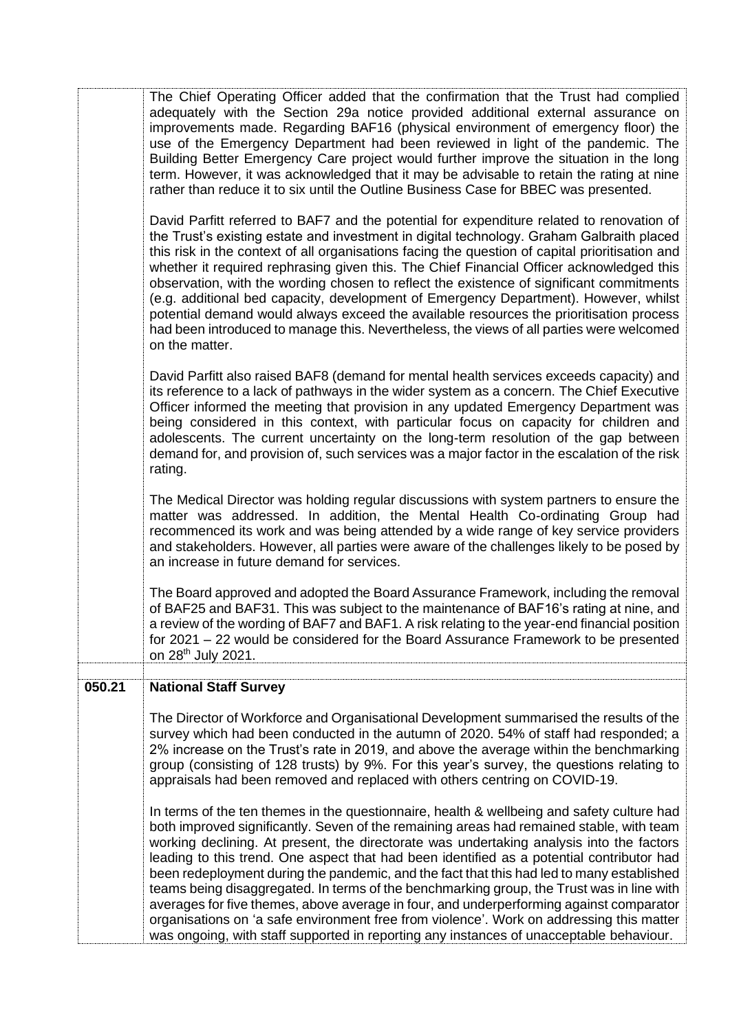The Chief Operating Officer added that the confirmation that the Trust had complied adequately with the Section 29a notice provided additional external assurance on improvements made. Regarding BAF16 (physical environment of emergency floor) the use of the Emergency Department had been reviewed in light of the pandemic. The Building Better Emergency Care project would further improve the situation in the long term. However, it was acknowledged that it may be advisable to retain the rating at nine rather than reduce it to six until the Outline Business Case for BBEC was presented.

David Parfitt referred to BAF7 and the potential for expenditure related to renovation of the Trust's existing estate and investment in digital technology. Graham Galbraith placed this risk in the context of all organisations facing the question of capital prioritisation and whether it required rephrasing given this. The Chief Financial Officer acknowledged this observation, with the wording chosen to reflect the existence of significant commitments (e.g. additional bed capacity, development of Emergency Department). However, whilst potential demand would always exceed the available resources the prioritisation process had been introduced to manage this. Nevertheless, the views of all parties were welcomed on the matter.

David Parfitt also raised BAF8 (demand for mental health services exceeds capacity) and its reference to a lack of pathways in the wider system as a concern. The Chief Executive Officer informed the meeting that provision in any updated Emergency Department was being considered in this context, with particular focus on capacity for children and adolescents. The current uncertainty on the long-term resolution of the gap between demand for, and provision of, such services was a major factor in the escalation of the risk rating.

The Medical Director was holding regular discussions with system partners to ensure the matter was addressed. In addition, the Mental Health Co-ordinating Group had recommenced its work and was being attended by a wide range of key service providers and stakeholders. However, all parties were aware of the challenges likely to be posed by an increase in future demand for services.

The Board approved and adopted the Board Assurance Framework, including the removal of BAF25 and BAF31. This was subject to the maintenance of BAF16's rating at nine, and a review of the wording of BAF7 and BAF1. A risk relating to the year-end financial position for 2021 – 22 would be considered for the Board Assurance Framework to be presented on 28th July 2021.

**050.21 National Staff Survey**

The Director of Workforce and Organisational Development summarised the results of the survey which had been conducted in the autumn of 2020. 54% of staff had responded; a 2% increase on the Trust's rate in 2019, and above the average within the benchmarking group (consisting of 128 trusts) by 9%. For this year's survey, the questions relating to appraisals had been removed and replaced with others centring on COVID-19.

In terms of the ten themes in the questionnaire, health & wellbeing and safety culture had both improved significantly. Seven of the remaining areas had remained stable, with team working declining. At present, the directorate was undertaking analysis into the factors leading to this trend. One aspect that had been identified as a potential contributor had been redeployment during the pandemic, and the fact that this had led to many established teams being disaggregated. In terms of the benchmarking group, the Trust was in line with averages for five themes, above average in four, and underperforming against comparator organisations on 'a safe environment free from violence'. Work on addressing this matter was ongoing, with staff supported in reporting any instances of unacceptable behaviour.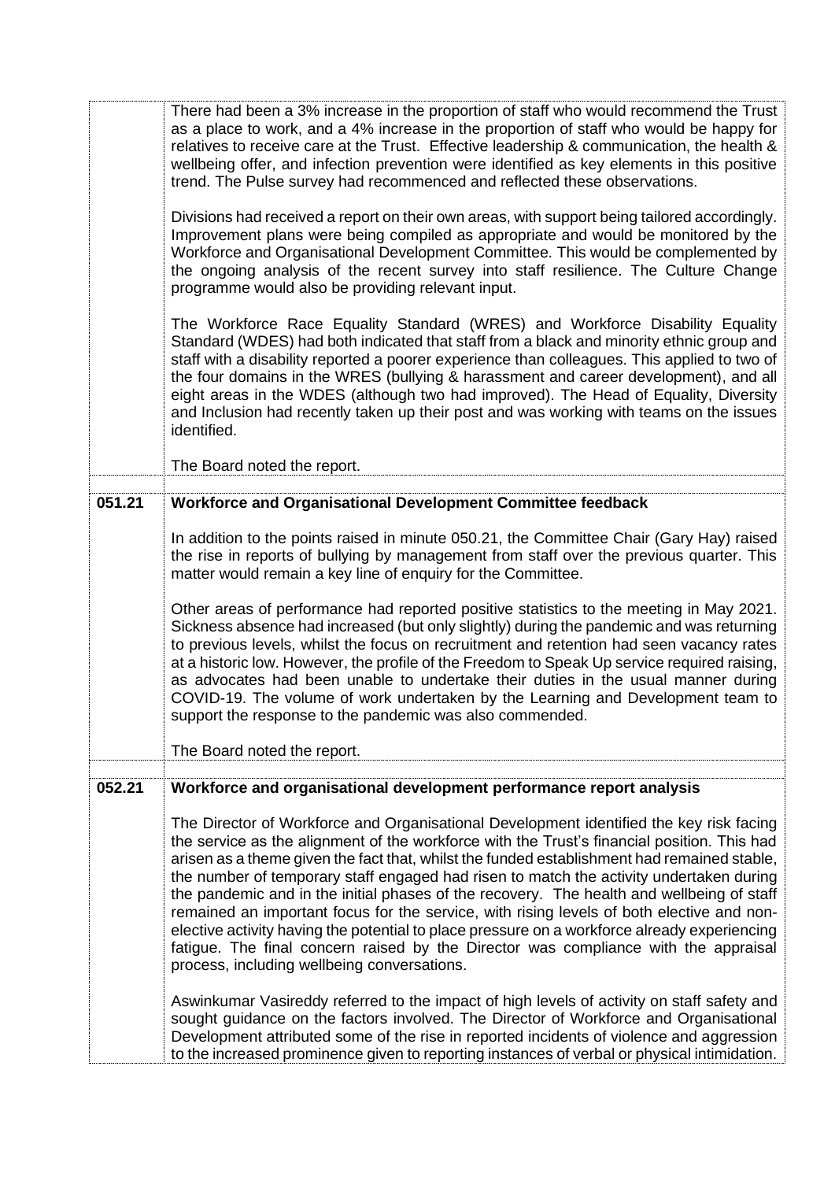| | |
|---|---|
| | There had been a 3% increase in the proportion of staff who would recommend the Trust as a place to work, and a 4% increase in the proportion of staff who would be happy for relatives to receive care at the Trust. Effective leadership & communication, the health & wellbeing offer, and infection prevention were identified as key elements in this positive trend. The Pulse survey had recommenced and reflected these observations.<br><br>Divisions had received a report on their own areas, with support being tailored accordingly. Improvement plans were being compiled as appropriate and would be monitored by the Workforce and Organisational Development Committee. This would be complemented by the ongoing analysis of the recent survey into staff resilience. The Culture Change programme would also be providing relevant input.<br><br>The Workforce Race Equality Standard (WRES) and Workforce Disability Equality Standard (WDES) had both indicated that staff from a black and minority ethnic group and staff with a disability reported a poorer experience than colleagues. This applied to two of the four domains in the WRES (bullying & harassment and career development), and all eight areas in the WDES (although two had improved). The Head of Equality, Diversity and Inclusion had recently taken up their post and was working with teams on the issues identified.<br><br>The Board noted the report. |
| | |
| **051.21** | **Workforce and Organisational Development Committee feedback** |
| | In addition to the points raised in minute 050.21, the Committee Chair (Gary Hay) raised the rise in reports of bullying by management from staff over the previous quarter. This matter would remain a key line of enquiry for the Committee.<br><br>Other areas of performance had reported positive statistics to the meeting in May 2021. Sickness absence had increased (but only slightly) during the pandemic and was returning to previous levels, whilst the focus on recruitment and retention had seen vacancy rates at a historic low. However, the profile of the Freedom to Speak Up service required raising, as advocates had been unable to undertake their duties in the usual manner during COVID-19. The volume of work undertaken by the Learning and Development team to support the response to the pandemic was also commended.<br><br>The Board noted the report. |
| | |
| **052.21** | **Workforce and organisational development performance report analysis** |
| | The Director of Workforce and Organisational Development identified the key risk facing the service as the alignment of the workforce with the Trust's financial position. This had arisen as a theme given the fact that, whilst the funded establishment had remained stable, the number of temporary staff engaged had risen to match the activity undertaken during the pandemic and in the initial phases of the recovery. The health and wellbeing of staff remained an important focus for the service, with rising levels of both elective and non-elective activity having the potential to place pressure on a workforce already experiencing fatigue. The final concern raised by the Director was compliance with the appraisal process, including wellbeing conversations.<br><br>Aswinkumar Vasireddy referred to the impact of high levels of activity on staff safety and sought guidance on the factors involved. The Director of Workforce and Organisational Development attributed some of the rise in reported incidents of violence and aggression to the increased prominence given to reporting instances of verbal or physical intimidation. |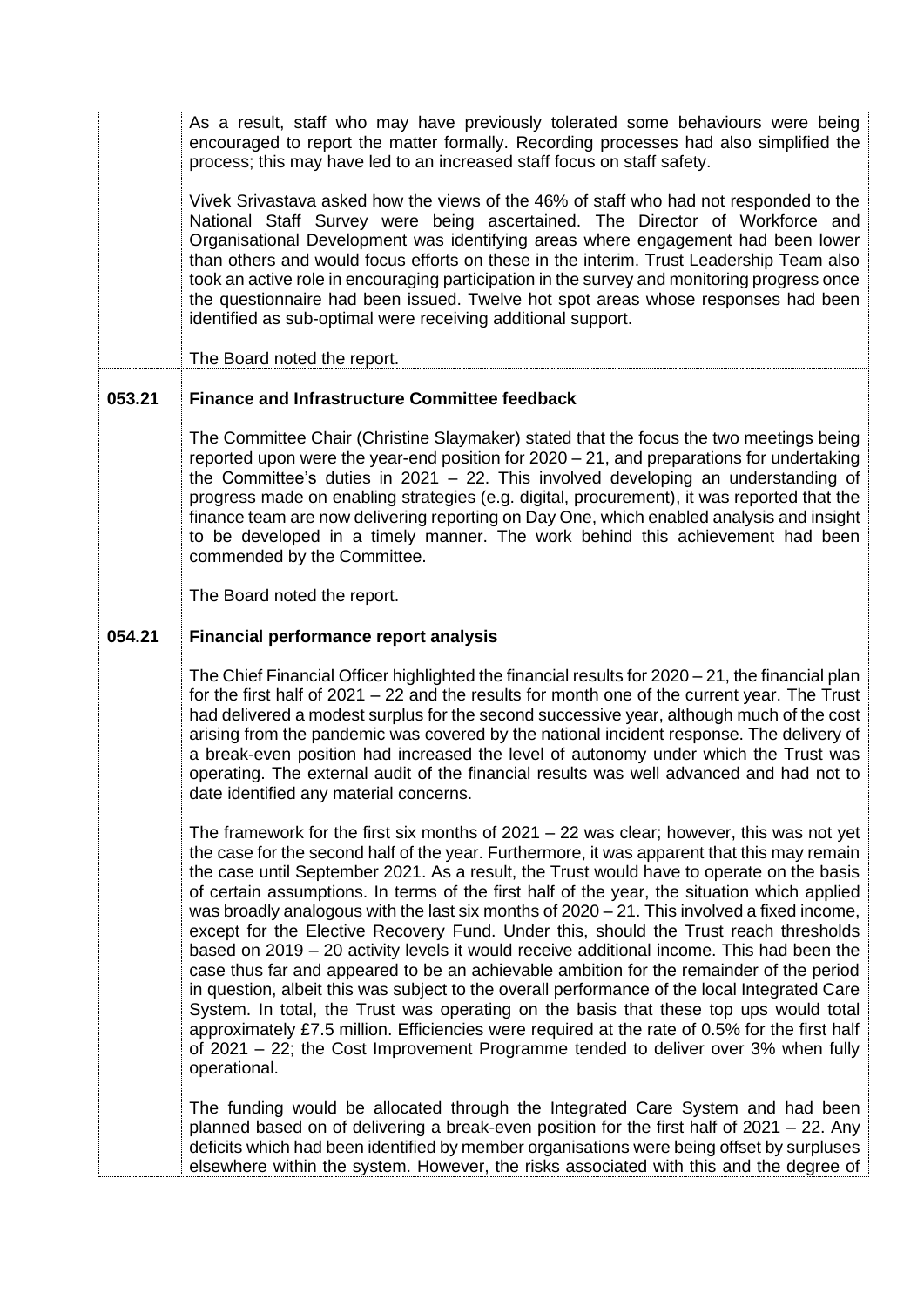|  |  |
|---|---|
|  | As a result, staff who may have previously tolerated some behaviours were being encouraged to report the matter formally. Recording processes had also simplified the process; this may have led to an increased staff focus on staff safety.<br><br>Vivek Srivastava asked how the views of the 46% of staff who had not responded to the National Staff Survey were being ascertained. The Director of Workforce and Organisational Development was identifying areas where engagement had been lower than others and would focus efforts on these in the interim. Trust Leadership Team also took an active role in encouraging participation in the survey and monitoring progress once the questionnaire had been issued. Twelve hot spot areas whose responses had been identified as sub-optimal were receiving additional support.<br><br>The Board noted the report. |
|  |  |
| **053.21** | **Finance and Infrastructure Committee feedback**<br><br>The Committee Chair (Christine Slaymaker) stated that the focus the two meetings being reported upon were the year-end position for 2020 – 21, and preparations for undertaking the Committee's duties in 2021 – 22. This involved developing an understanding of progress made on enabling strategies (e.g. digital, procurement), it was reported that the finance team are now delivering reporting on Day One, which enabled analysis and insight to be developed in a timely manner. The work behind this achievement had been commended by the Committee.<br><br>The Board noted the report. |
|  |  |
| **054.21** | **Financial performance report analysis**<br><br>The Chief Financial Officer highlighted the financial results for 2020 – 21, the financial plan for the first half of 2021 – 22 and the results for month one of the current year. The Trust had delivered a modest surplus for the second successive year, although much of the cost arising from the pandemic was covered by the national incident response. The delivery of a break-even position had increased the level of autonomy under which the Trust was operating. The external audit of the financial results was well advanced and had not to date identified any material concerns.<br><br>The framework for the first six months of 2021 – 22 was clear; however, this was not yet the case for the second half of the year. Furthermore, it was apparent that this may remain the case until September 2021. As a result, the Trust would have to operate on the basis of certain assumptions. In terms of the first half of the year, the situation which applied was broadly analogous with the last six months of 2020 – 21. This involved a fixed income, except for the Elective Recovery Fund. Under this, should the Trust reach thresholds based on 2019 – 20 activity levels it would receive additional income. This had been the case thus far and appeared to be an achievable ambition for the remainder of the period in question, albeit this was subject to the overall performance of the local Integrated Care System. In total, the Trust was operating on the basis that these top ups would total approximately £7.5 million. Efficiencies were required at the rate of 0.5% for the first half of 2021 – 22; the Cost Improvement Programme tended to deliver over 3% when fully operational.<br><br>The funding would be allocated through the Integrated Care System and had been planned based on of delivering a break-even position for the first half of 2021 – 22. Any deficits which had been identified by member organisations were being offset by surpluses elsewhere within the system. However, the risks associated with this and the degree of |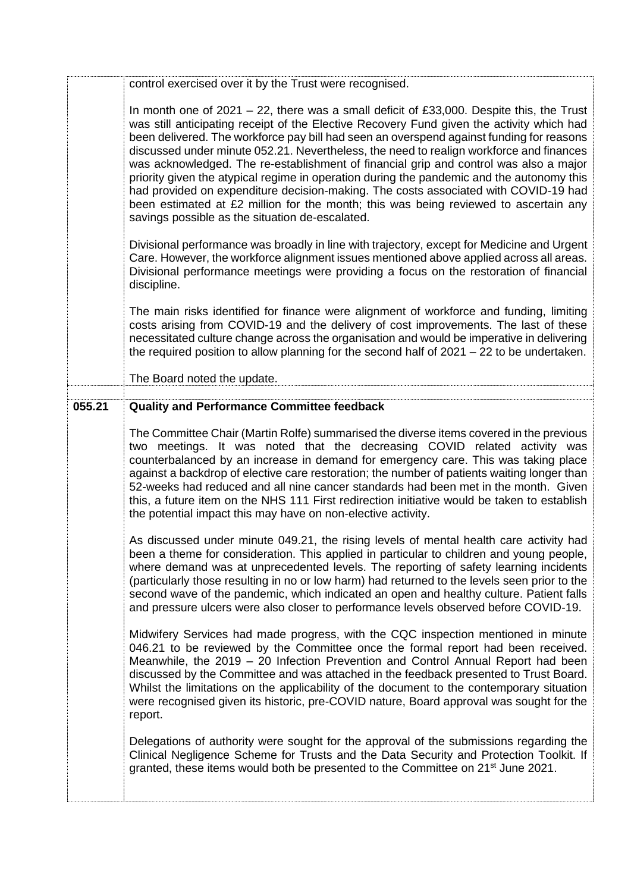| | |
|---|---|
| | control exercised over it by the Trust were recognised.<br><br>In month one of 2021 – 22, there was a small deficit of £33,000. Despite this, the Trust was still anticipating receipt of the Elective Recovery Fund given the activity which had been delivered. The workforce pay bill had seen an overspend against funding for reasons discussed under minute 052.21. Nevertheless, the need to realign workforce and finances was acknowledged. The re-establishment of financial grip and control was also a major priority given the atypical regime in operation during the pandemic and the autonomy this had provided on expenditure decision-making. The costs associated with COVID-19 had been estimated at £2 million for the month; this was being reviewed to ascertain any savings possible as the situation de-escalated.<br><br>Divisional performance was broadly in line with trajectory, except for Medicine and Urgent Care. However, the workforce alignment issues mentioned above applied across all areas. Divisional performance meetings were providing a focus on the restoration of financial discipline.<br><br>The main risks identified for finance were alignment of workforce and funding, limiting costs arising from COVID-19 and the delivery of cost improvements. The last of these necessitated culture change across the organisation and would be imperative in delivering the required position to allow planning for the second half of 2021 – 22 to be undertaken.<br><br>The Board noted the update. |
| **055.21** | **Quality and Performance Committee feedback**<br><br>The Committee Chair (Martin Rolfe) summarised the diverse items covered in the previous two meetings. It was noted that the decreasing COVID related activity was counterbalanced by an increase in demand for emergency care. This was taking place against a backdrop of elective care restoration; the number of patients waiting longer than 52-weeks had reduced and all nine cancer standards had been met in the month. Given this, a future item on the NHS 111 First redirection initiative would be taken to establish the potential impact this may have on non-elective activity.<br><br>As discussed under minute 049.21, the rising levels of mental health care activity had been a theme for consideration. This applied in particular to children and young people, where demand was at unprecedented levels. The reporting of safety learning incidents (particularly those resulting in no or low harm) had returned to the levels seen prior to the second wave of the pandemic, which indicated an open and healthy culture. Patient falls and pressure ulcers were also closer to performance levels observed before COVID-19.<br><br>Midwifery Services had made progress, with the CQC inspection mentioned in minute 046.21 to be reviewed by the Committee once the formal report had been received. Meanwhile, the 2019 – 20 Infection Prevention and Control Annual Report had been discussed by the Committee and was attached in the feedback presented to Trust Board. Whilst the limitations on the applicability of the document to the contemporary situation were recognised given its historic, pre-COVID nature, Board approval was sought for the report.<br><br>Delegations of authority were sought for the approval of the submissions regarding the Clinical Negligence Scheme for Trusts and the Data Security and Protection Toolkit. If granted, these items would both be presented to the Committee on 21st June 2021. |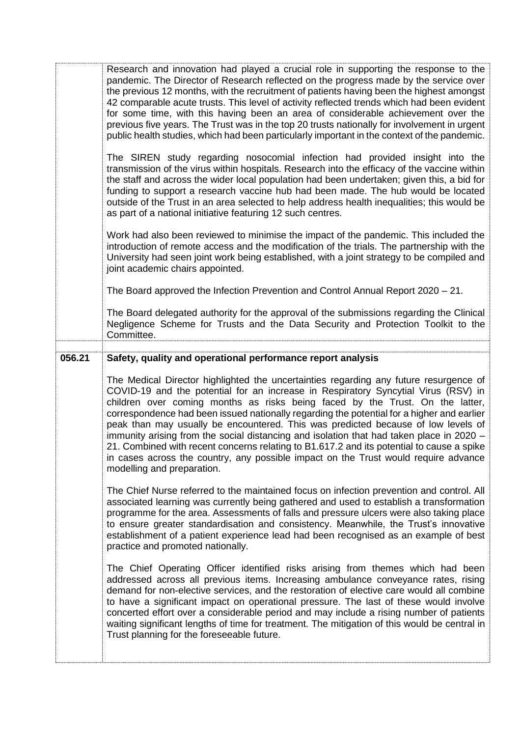Research and innovation had played a crucial role in supporting the response to the pandemic. The Director of Research reflected on the progress made by the service over the previous 12 months, with the recruitment of patients having been the highest amongst 42 comparable acute trusts. This level of activity reflected trends which had been evident for some time, with this having been an area of considerable achievement over the previous five years. The Trust was in the top 20 trusts nationally for involvement in urgent public health studies, which had been particularly important in the context of the pandemic.

The SIREN study regarding nosocomial infection had provided insight into the transmission of the virus within hospitals. Research into the efficacy of the vaccine within the staff and across the wider local population had been undertaken; given this, a bid for funding to support a research vaccine hub had been made. The hub would be located outside of the Trust in an area selected to help address health inequalities; this would be as part of a national initiative featuring 12 such centres.

Work had also been reviewed to minimise the impact of the pandemic. This included the introduction of remote access and the modification of the trials. The partnership with the University had seen joint work being established, with a joint strategy to be compiled and joint academic chairs appointed.

The Board approved the Infection Prevention and Control Annual Report 2020 – 21.

The Board delegated authority for the approval of the submissions regarding the Clinical Negligence Scheme for Trusts and the Data Security and Protection Toolkit to the Committee.

**056.21 Safety, quality and operational performance report analysis**

The Medical Director highlighted the uncertainties regarding any future resurgence of COVID-19 and the potential for an increase in Respiratory Syncytial Virus (RSV) in children over coming months as risks being faced by the Trust. On the latter, correspondence had been issued nationally regarding the potential for a higher and earlier peak than may usually be encountered. This was predicted because of low levels of immunity arising from the social distancing and isolation that had taken place in 2020 – 21. Combined with recent concerns relating to B1.617.2 and its potential to cause a spike in cases across the country, any possible impact on the Trust would require advance modelling and preparation.

The Chief Nurse referred to the maintained focus on infection prevention and control. All associated learning was currently being gathered and used to establish a transformation programme for the area. Assessments of falls and pressure ulcers were also taking place to ensure greater standardisation and consistency. Meanwhile, the Trust's innovative establishment of a patient experience lead had been recognised as an example of best practice and promoted nationally.

The Chief Operating Officer identified risks arising from themes which had been addressed across all previous items. Increasing ambulance conveyance rates, rising demand for non-elective services, and the restoration of elective care would all combine to have a significant impact on operational pressure. The last of these would involve concerted effort over a considerable period and may include a rising number of patients waiting significant lengths of time for treatment. The mitigation of this would be central in Trust planning for the foreseeable future.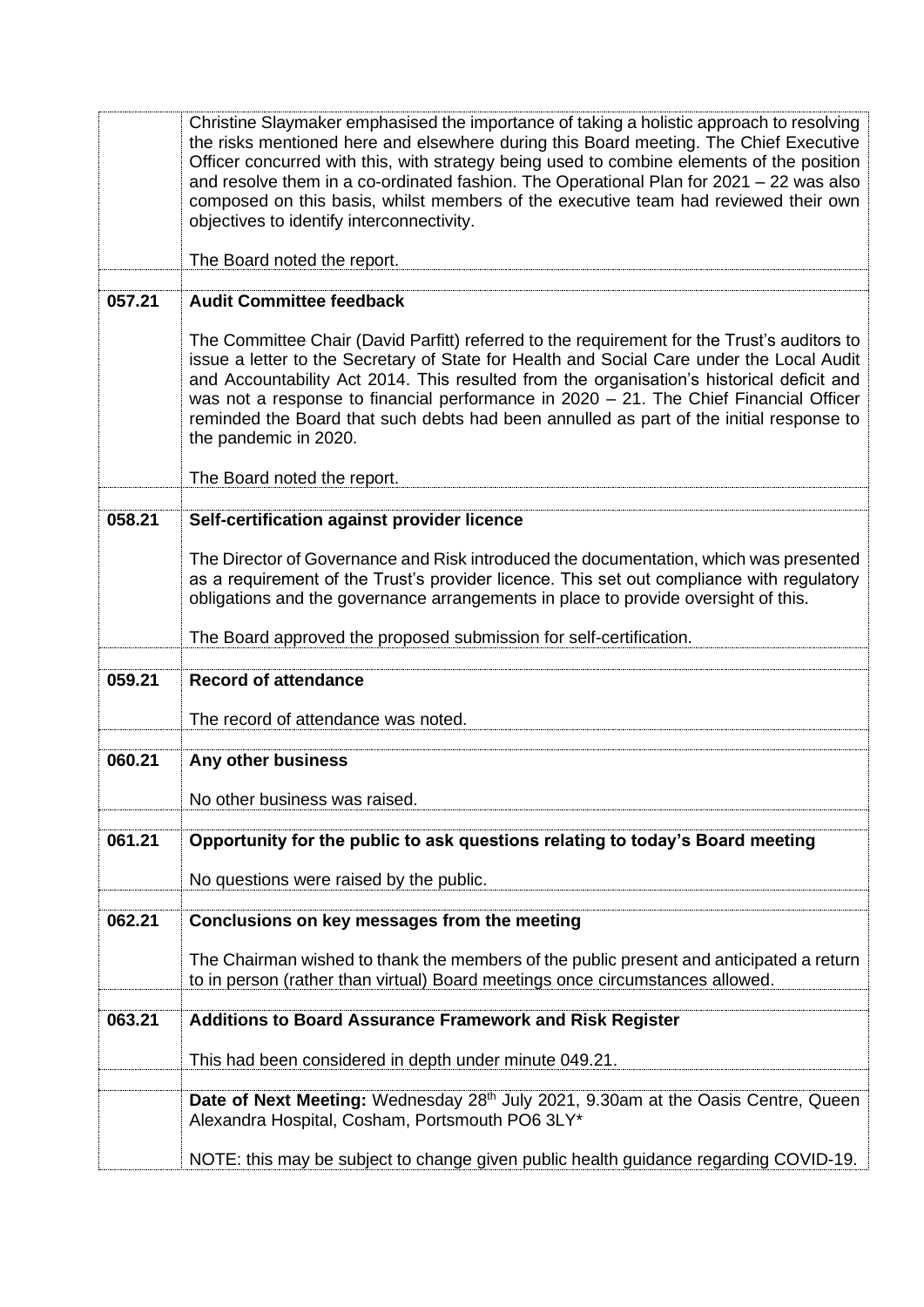| | |
|---|---|
| | Christine Slaymaker emphasised the importance of taking a holistic approach to resolving the risks mentioned here and elsewhere during this Board meeting. The Chief Executive Officer concurred with this, with strategy being used to combine elements of the position and resolve them in a co-ordinated fashion. The Operational Plan for 2021 – 22 was also composed on this basis, whilst members of the executive team had reviewed their own objectives to identify interconnectivity.<br><br>The Board noted the report. |
| | |
| **057.21** | **Audit Committee feedback** |
| | The Committee Chair (David Parfitt) referred to the requirement for the Trust's auditors to issue a letter to the Secretary of State for Health and Social Care under the Local Audit and Accountability Act 2014. This resulted from the organisation's historical deficit and was not a response to financial performance in 2020 – 21. The Chief Financial Officer reminded the Board that such debts had been annulled as part of the initial response to the pandemic in 2020.<br><br>The Board noted the report. |
| | |
| **058.21** | **Self-certification against provider licence** |
| | The Director of Governance and Risk introduced the documentation, which was presented as a requirement of the Trust's provider licence. This set out compliance with regulatory obligations and the governance arrangements in place to provide oversight of this.<br><br>The Board approved the proposed submission for self-certification. |
| | |
| **059.21** | **Record of attendance** |
| | The record of attendance was noted. |
| | |
| **060.21** | **Any other business** |
| | No other business was raised. |
| | |
| **061.21** | **Opportunity for the public to ask questions relating to today's Board meeting** |
| | No questions were raised by the public. |
| | |
| **062.21** | **Conclusions on key messages from the meeting** |
| | The Chairman wished to thank the members of the public present and anticipated a return to in person (rather than virtual) Board meetings once circumstances allowed. |
| | |
| **063.21** | **Additions to Board Assurance Framework and Risk Register** |
| | This had been considered in depth under minute 049.21. |
| | |
| | **Date of Next Meeting:** Wednesday 28th July 2021, 9.30am at the Oasis Centre, Queen Alexandra Hospital, Cosham, Portsmouth PO6 3LY*<br><br>NOTE: this may be subject to change given public health guidance regarding COVID-19. |